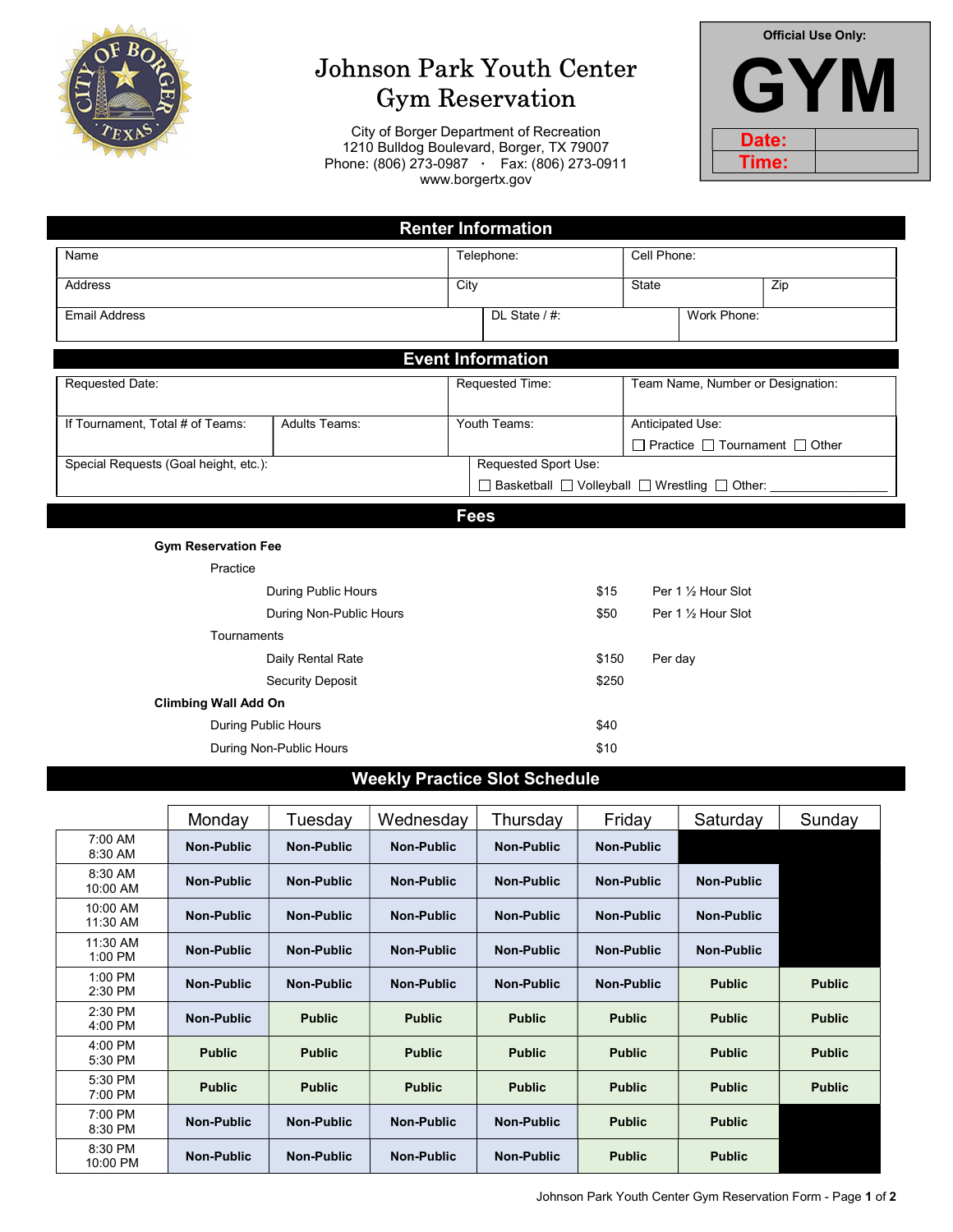# Johnson Park Youth Center
# Gym Reservation

City of Borger Department of Recreation
1210 Bulldog Boulevard, Borger, TX 79007
Phone: (806) 273-0987 · Fax: (806) 273-0911
www.borgertx.gov

| Official Use Only: | |
|---|---|
| **GYM** | |
| Date: | |
| Time: | |

## Renter Information

| Name | | Telephone: | Cell Phone: | |
|---|---|---|---|---|
| Address | | City | State | Zip |
| Email Address | DL State / #: | | Work Phone: | |

## Event Information

| Requested Date: | | Requested Time: | Team Name, Number or Designation: |
|---|---|---|---|
| If Tournament, Total # of Teams: | Adults Teams: | Youth Teams: | Anticipated Use: ☐ Practice ☐ Tournament ☐ Other |
| Special Requests (Goal height, etc.): | | Requested Sport Use: ☐ Basketball ☐ Volleyball ☐ Wrestling ☐ Other: ________________ | |

## Fees

**Gym Reservation Fee**

| | | | |
|---|---|---|---|
| Practice | | | |
| | During Public Hours | $15 | Per 1 ½ Hour Slot |
| | During Non-Public Hours | $50 | Per 1 ½ Hour Slot |
| Tournaments | | | |
| | Daily Rental Rate | $150 | Per day |
| | Security Deposit | $250 | |

**Climbing Wall Add On**

| | |
|---|---|
| During Public Hours | $40 |
| During Non-Public Hours | $10 |

## Weekly Practice Slot Schedule

| | Monday | Tuesday | Wednesday | Thursday | Friday | Saturday | Sunday |
|---|---|---|---|---|---|---|---|
| 7:00 AM 8:30 AM | Non-Public | Non-Public | Non-Public | Non-Public | Non-Public | | |
| 8:30 AM 10:00 AM | Non-Public | Non-Public | Non-Public | Non-Public | Non-Public | Non-Public | |
| 10:00 AM 11:30 AM | Non-Public | Non-Public | Non-Public | Non-Public | Non-Public | Non-Public | |
| 11:30 AM 1:00 PM | Non-Public | Non-Public | Non-Public | Non-Public | Non-Public | Non-Public | |
| 1:00 PM 2:30 PM | Non-Public | Non-Public | Non-Public | Non-Public | Non-Public | Public | Public |
| 2:30 PM 4:00 PM | Non-Public | Public | Public | Public | Public | Public | Public |
| 4:00 PM 5:30 PM | Public | Public | Public | Public | Public | Public | Public |
| 5:30 PM 7:00 PM | Public | Public | Public | Public | Public | Public | Public |
| 7:00 PM 8:30 PM | Non-Public | Non-Public | Non-Public | Non-Public | Public | Public | |
| 8:30 PM 10:00 PM | Non-Public | Non-Public | Non-Public | Non-Public | Public | Public | |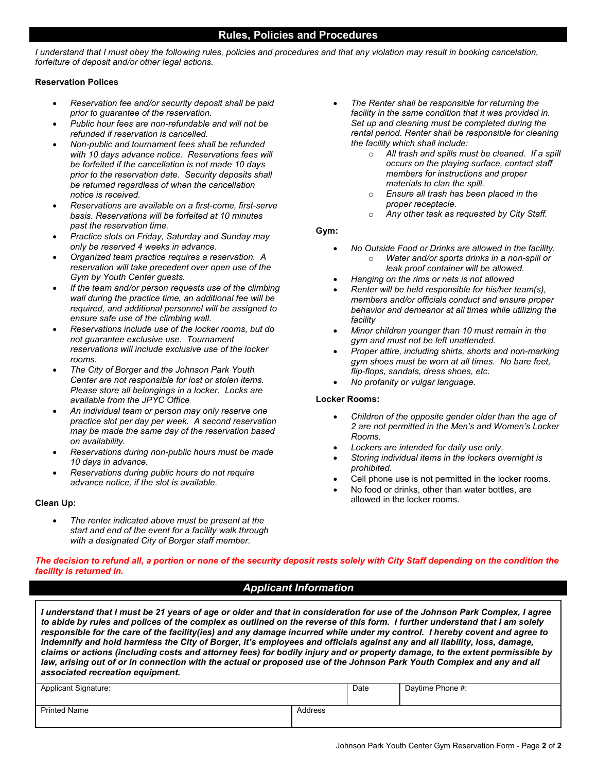## Rules, Policies and Procedures

*I understand that I must obey the following rules, policies and procedures and that any violation may result in booking cancelation, forfeiture of deposit and/or other legal actions.*

**Reservation Polices**

- *Reservation fee and/or security deposit shall be paid prior to guarantee of the reservation.*
- *Public hour fees are non-refundable and will not be refunded if reservation is cancelled.*
- *Non-public and tournament fees shall be refunded with 10 days advance notice. Reservations fees will be forfeited if the cancellation is not made 10 days prior to the reservation date. Security deposits shall be returned regardless of when the cancellation notice is received.*
- *Reservations are available on a first-come, first-serve basis. Reservations will be forfeited at 10 minutes past the reservation time.*
- *Practice slots on Friday, Saturday and Sunday may only be reserved 4 weeks in advance.*
- *Organized team practice requires a reservation. A reservation will take precedent over open use of the Gym by Youth Center guests.*
- *If the team and/or person requests use of the climbing wall during the practice time, an additional fee will be required, and additional personnel will be assigned to ensure safe use of the climbing wall.*
- *Reservations include use of the locker rooms, but do not guarantee exclusive use. Tournament reservations will include exclusive use of the locker rooms.*
- *The City of Borger and the Johnson Park Youth Center are not responsible for lost or stolen items. Please store all belongings in a locker. Locks are available from the JPYC Office*
- *An individual team or person may only reserve one practice slot per day per week. A second reservation may be made the same day of the reservation based on availability.*
- *Reservations during non-public hours must be made 10 days in advance.*
- *Reservations during public hours do not require advance notice, if the slot is available.*

**Clean Up:**

- *The renter indicated above must be present at the start and end of the event for a facility walk through with a designated City of Borger staff member.*
- *The Renter shall be responsible for returning the facility in the same condition that it was provided in. Set up and cleaning must be completed during the rental period. Renter shall be responsible for cleaning the facility which shall include:*
  - *All trash and spills must be cleaned. If a spill occurs on the playing surface, contact staff members for instructions and proper materials to clan the spill.*
  - *Ensure all trash has been placed in the proper receptacle.*
  - *Any other task as requested by City Staff.*

**Gym:**

- *No Outside Food or Drinks are allowed in the facility.*
  - *Water and/or sports drinks in a non-spill or leak proof container will be allowed.*
- *Hanging on the rims or nets is not allowed*
- *Renter will be held responsible for his/her team(s), members and/or officials conduct and ensure proper behavior and demeanor at all times while utilizing the facility*
- *Minor children younger than 10 must remain in the gym and must not be left unattended.*
- *Proper attire, including shirts, shorts and non-marking gym shoes must be worn at all times. No bare feet, flip-flops, sandals, dress shoes, etc.*
- *No profanity or vulgar language.*

**Locker Rooms:**

- *Children of the opposite gender older than the age of 2 are not permitted in the Men's and Women's Locker Rooms.*
- *Lockers are intended for daily use only.*
- *Storing individual items in the lockers overnight is prohibited.*
- Cell phone use is not permitted in the locker rooms.
- No food or drinks, other than water bottles, are allowed in the locker rooms.

***The decision to refund all, a portion or none of the security deposit rests solely with City Staff depending on the condition the facility is returned in.***

## *Applicant Information*

***I understand that I must be 21 years of age or older and that in consideration for use of the Johnson Park Complex, I agree to abide by rules and polices of the complex as outlined on the reverse of this form. I further understand that I am solely responsible for the care of the facility(ies) and any damage incurred while under my control. I hereby covent and agree to indemnify and hold harmless the City of Borger, it's employees and officials against any and all liability, loss, damage, claims or actions (including costs and attorney fees) for bodily injury and or property damage, to the extent permissible by law, arising out of or in connection with the actual or proposed use of the Johnson Park Youth Complex and any and all associated recreation equipment.***

| | | |
|---|---|---|
| Applicant Signature: | Date | Daytime Phone #: |
| Printed Name | Address | |